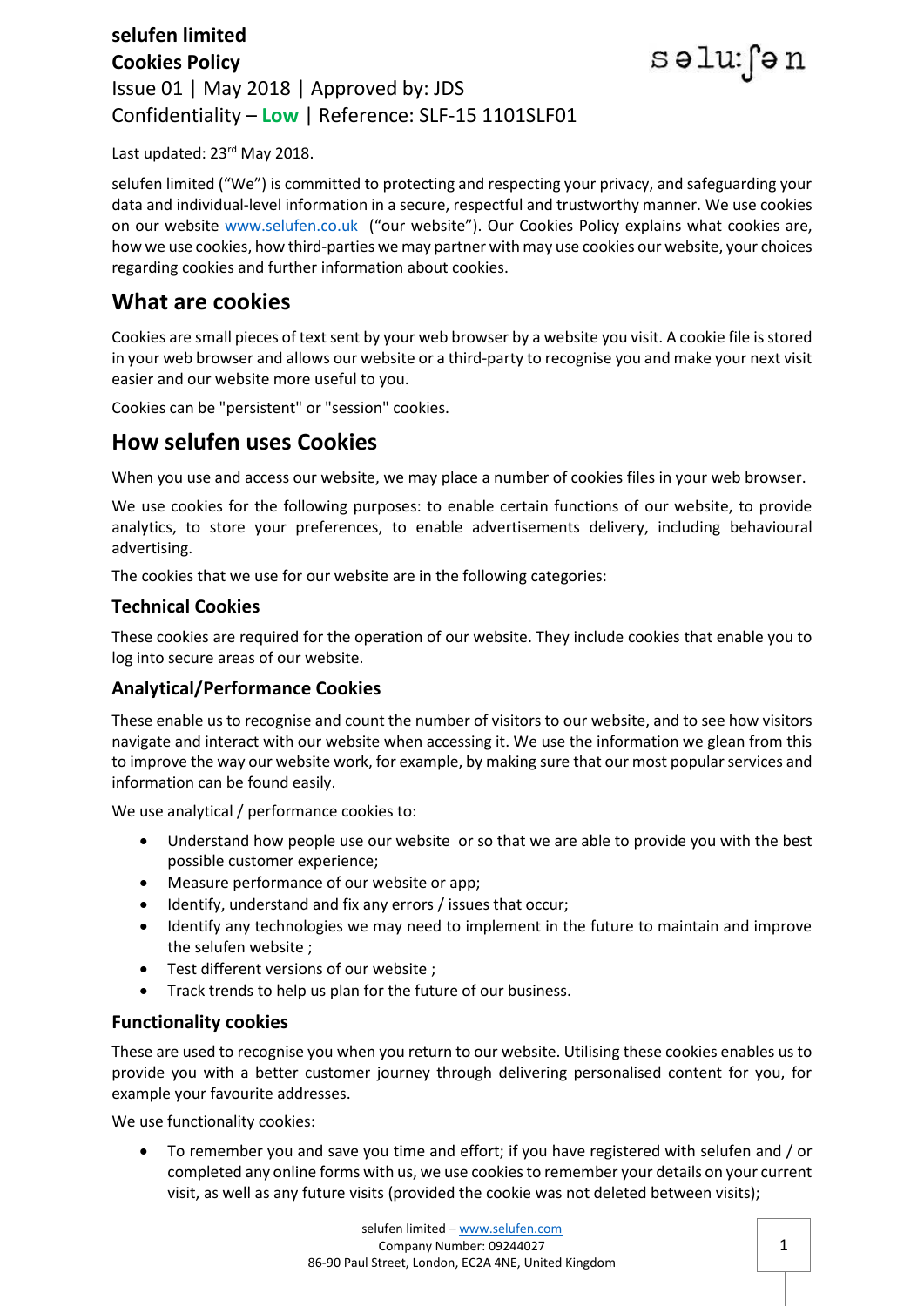**selufen limited**
**Cookies Policy**
Issue 01 | May 2018 | Approved by: JDS
Confidentiality – **Low** | Reference: SLF-15 1101SLF01

Last updated: 23rd May 2018.

selufen limited (“We”) is committed to protecting and respecting your privacy, and safeguarding your data and individual-level information in a secure, respectful and trustworthy manner. We use cookies on our website www.selufen.co.uk (“our website”). Our Cookies Policy explains what cookies are, how we use cookies, how third-parties we may partner with may use cookies our website, your choices regarding cookies and further information about cookies.

## What are cookies

Cookies are small pieces of text sent by your web browser by a website you visit. A cookie file is stored in your web browser and allows our website or a third-party to recognise you and make your next visit easier and our website more useful to you.

Cookies can be "persistent" or "session" cookies.

## How selufen uses Cookies

When you use and access our website, we may place a number of cookies files in your web browser.

We use cookies for the following purposes: to enable certain functions of our website, to provide analytics, to store your preferences, to enable advertisements delivery, including behavioural advertising.

The cookies that we use for our website are in the following categories:

### Technical Cookies

These cookies are required for the operation of our website. They include cookies that enable you to log into secure areas of our website.

### Analytical/Performance Cookies

These enable us to recognise and count the number of visitors to our website, and to see how visitors navigate and interact with our website when accessing it. We use the information we glean from this to improve the way our website work, for example, by making sure that our most popular services and information can be found easily.

We use analytical / performance cookies to:

- Understand how people use our website or so that we are able to provide you with the best possible customer experience;
- Measure performance of our website or app;
- Identify, understand and fix any errors / issues that occur;
- Identify any technologies we may need to implement in the future to maintain and improve the selufen website ;
- Test different versions of our website ;
- Track trends to help us plan for the future of our business.

### Functionality cookies

These are used to recognise you when you return to our website. Utilising these cookies enables us to provide you with a better customer journey through delivering personalised content for you, for example your favourite addresses.

We use functionality cookies:

- To remember you and save you time and effort; if you have registered with selufen and / or completed any online forms with us, we use cookies to remember your details on your current visit, as well as any future visits (provided the cookie was not deleted between visits);

selufen limited – www.selufen.com
Company Number: 09244027
86-90 Paul Street, London, EC2A 4NE, United Kingdom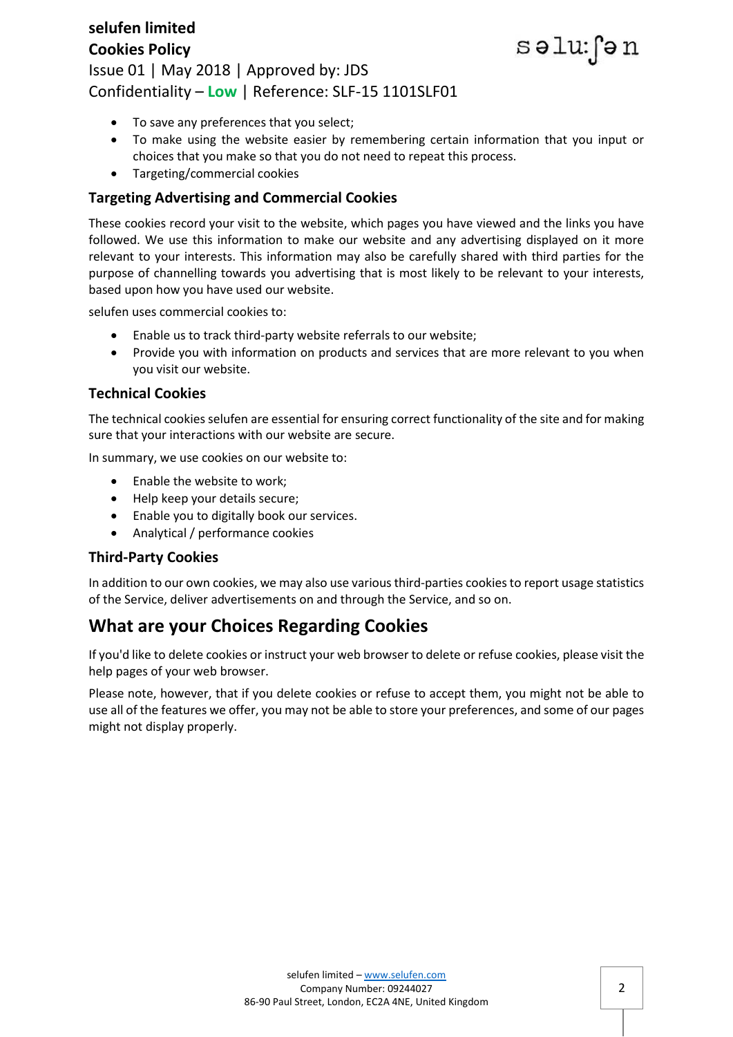- To save any preferences that you select;
- To make using the website easier by remembering certain information that you input or choices that you make so that you do not need to repeat this process.
- Targeting/commercial cookies

### Targeting Advertising and Commercial Cookies

These cookies record your visit to the website, which pages you have viewed and the links you have followed. We use this information to make our website and any advertising displayed on it more relevant to your interests. This information may also be carefully shared with third parties for the purpose of channelling towards you advertising that is most likely to be relevant to your interests, based upon how you have used our website.

selufen uses commercial cookies to:

- Enable us to track third-party website referrals to our website;
- Provide you with information on products and services that are more relevant to you when you visit our website.

### Technical Cookies

The technical cookies selufen are essential for ensuring correct functionality of the site and for making sure that your interactions with our website are secure.

In summary, we use cookies on our website to:

- Enable the website to work;
- Help keep your details secure;
- Enable you to digitally book our services.
- Analytical / performance cookies

### Third-Party Cookies

In addition to our own cookies, we may also use various third-parties cookies to report usage statistics of the Service, deliver advertisements on and through the Service, and so on.

## What are your Choices Regarding Cookies

If you'd like to delete cookies or instruct your web browser to delete or refuse cookies, please visit the help pages of your web browser.

Please note, however, that if you delete cookies or refuse to accept them, you might not be able to use all of the features we offer, you may not be able to store your preferences, and some of our pages might not display properly.